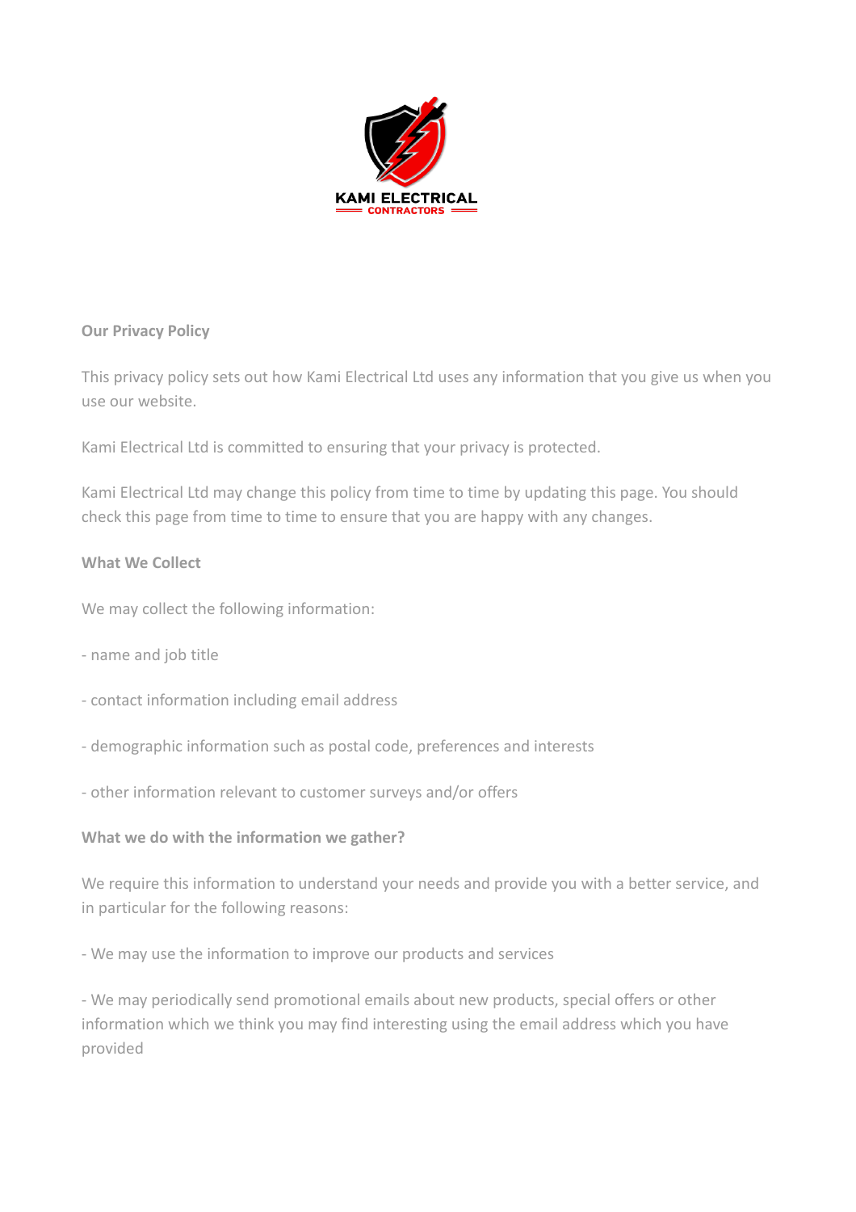KAMI ELECTRICAL
CONTRACTORS

**Our Privacy Policy**

This privacy policy sets out how Kami Electrical Ltd uses any information that you give us when you use our website.

Kami Electrical Ltd is committed to ensuring that your privacy is protected.

Kami Electrical Ltd may change this policy from time to time by updating this page. You should check this page from time to time to ensure that you are happy with any changes.

**What We Collect**

We may collect the following information:

- name and job title

- contact information including email address

- demographic information such as postal code, preferences and interests

- other information relevant to customer surveys and/or offers

**What we do with the information we gather?**

We require this information to understand your needs and provide you with a better service, and in particular for the following reasons:

- We may use the information to improve our products and services

- We may periodically send promotional emails about new products, special offers or other information which we think you may find interesting using the email address which you have provided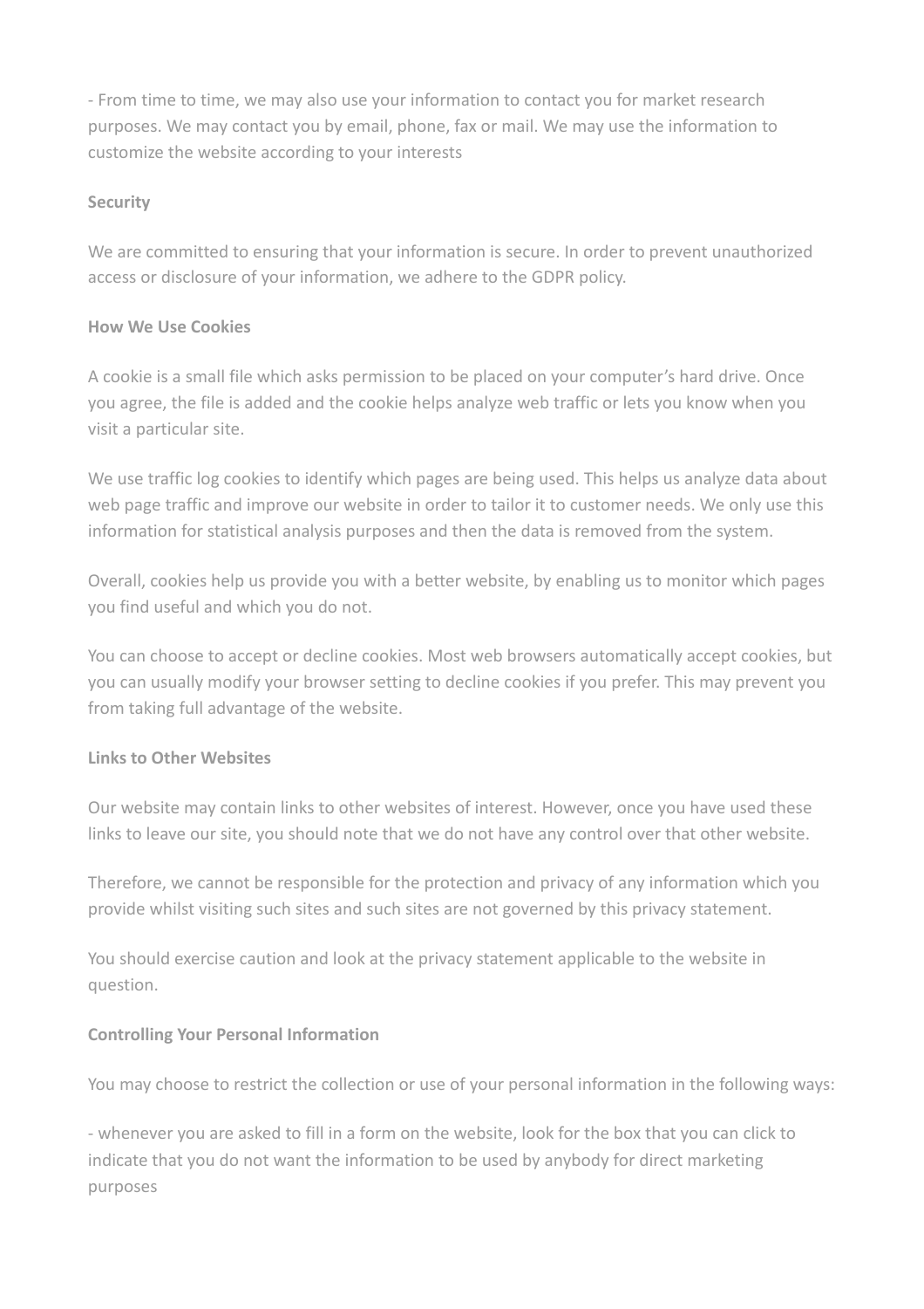- From time to time, we may also use your information to contact you for market research purposes. We may contact you by email, phone, fax or mail. We may use the information to customize the website according to your interests

**Security**

We are committed to ensuring that your information is secure. In order to prevent unauthorized access or disclosure of your information, we adhere to the GDPR policy.

**How We Use Cookies**

A cookie is a small file which asks permission to be placed on your computer's hard drive. Once you agree, the file is added and the cookie helps analyze web traffic or lets you know when you visit a particular site.

We use traffic log cookies to identify which pages are being used. This helps us analyze data about web page traffic and improve our website in order to tailor it to customer needs. We only use this information for statistical analysis purposes and then the data is removed from the system.

Overall, cookies help us provide you with a better website, by enabling us to monitor which pages you find useful and which you do not.

You can choose to accept or decline cookies. Most web browsers automatically accept cookies, but you can usually modify your browser setting to decline cookies if you prefer. This may prevent you from taking full advantage of the website.

**Links to Other Websites**

Our website may contain links to other websites of interest. However, once you have used these links to leave our site, you should note that we do not have any control over that other website.

Therefore, we cannot be responsible for the protection and privacy of any information which you provide whilst visiting such sites and such sites are not governed by this privacy statement.

You should exercise caution and look at the privacy statement applicable to the website in question.

**Controlling Your Personal Information**

You may choose to restrict the collection or use of your personal information in the following ways:

- whenever you are asked to fill in a form on the website, look for the box that you can click to indicate that you do not want the information to be used by anybody for direct marketing purposes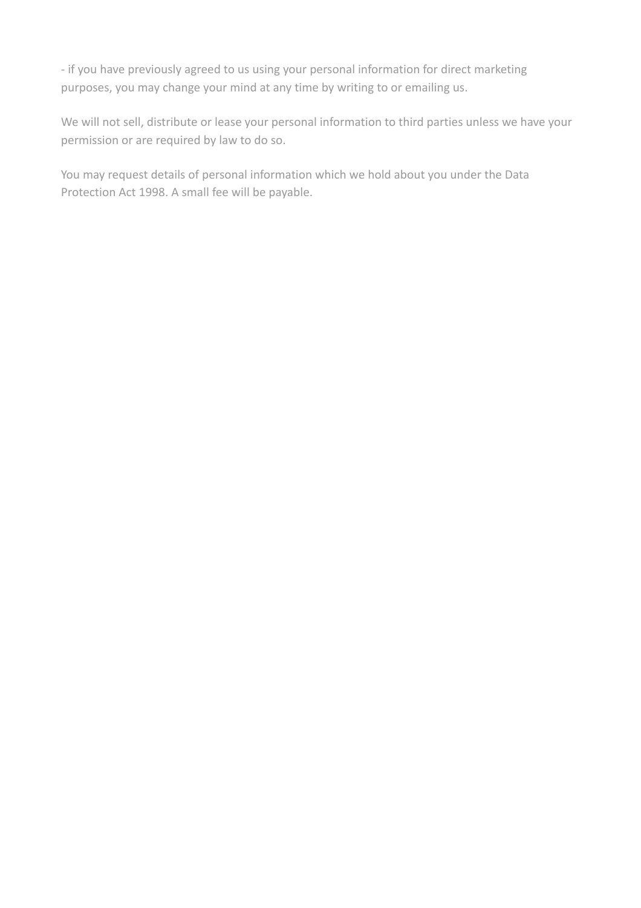- if you have previously agreed to us using your personal information for direct marketing purposes, you may change your mind at any time by writing to or emailing us.

We will not sell, distribute or lease your personal information to third parties unless we have your permission or are required by law to do so.

You may request details of personal information which we hold about you under the Data Protection Act 1998. A small fee will be payable.